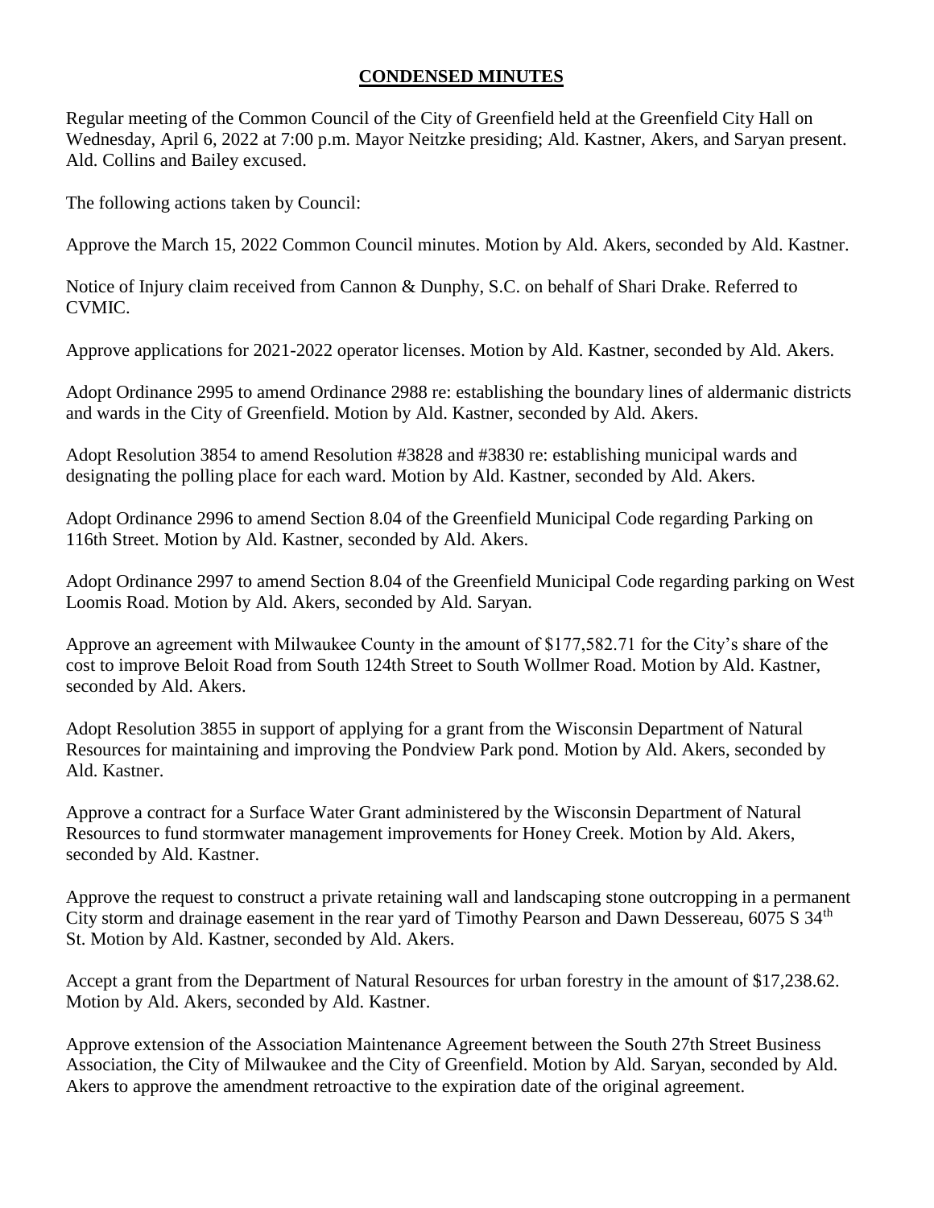# **CONDENSED MINUTES**

Regular meeting of the Common Council of the City of Greenfield held at the Greenfield City Hall on Wednesday, April 6, 2022 at 7:00 p.m. Mayor Neitzke presiding; Ald. Kastner, Akers, and Saryan present. Ald. Collins and Bailey excused.

The following actions taken by Council:

Approve the March 15, 2022 Common Council minutes. Motion by Ald. Akers, seconded by Ald. Kastner.

Notice of Injury claim received from Cannon & Dunphy, S.C. on behalf of Shari Drake. Referred to CVMIC.

Approve applications for 2021-2022 operator licenses. Motion by Ald. Kastner, seconded by Ald. Akers.

Adopt Ordinance 2995 to amend Ordinance 2988 re: establishing the boundary lines of aldermanic districts and wards in the City of Greenfield. Motion by Ald. Kastner, seconded by Ald. Akers.

Adopt Resolution 3854 to amend Resolution #3828 and #3830 re: establishing municipal wards and designating the polling place for each ward. Motion by Ald. Kastner, seconded by Ald. Akers.

Adopt Ordinance 2996 to amend Section 8.04 of the Greenfield Municipal Code regarding Parking on 116th Street. Motion by Ald. Kastner, seconded by Ald. Akers.

Adopt Ordinance 2997 to amend Section 8.04 of the Greenfield Municipal Code regarding parking on West Loomis Road. Motion by Ald. Akers, seconded by Ald. Saryan.

Approve an agreement with Milwaukee County in the amount of $177,582.71 for the City's share of the cost to improve Beloit Road from South 124th Street to South Wollmer Road. Motion by Ald. Kastner, seconded by Ald. Akers.

Adopt Resolution 3855 in support of applying for a grant from the Wisconsin Department of Natural Resources for maintaining and improving the Pondview Park pond. Motion by Ald. Akers, seconded by Ald. Kastner.

Approve a contract for a Surface Water Grant administered by the Wisconsin Department of Natural Resources to fund stormwater management improvements for Honey Creek. Motion by Ald. Akers, seconded by Ald. Kastner.

Approve the request to construct a private retaining wall and landscaping stone outcropping in a permanent City storm and drainage easement in the rear yard of Timothy Pearson and Dawn Dessereau, 6075 S 34th St. Motion by Ald. Kastner, seconded by Ald. Akers.

Accept a grant from the Department of Natural Resources for urban forestry in the amount of $17,238.62. Motion by Ald. Akers, seconded by Ald. Kastner.

Approve extension of the Association Maintenance Agreement between the South 27th Street Business Association, the City of Milwaukee and the City of Greenfield. Motion by Ald. Saryan, seconded by Ald. Akers to approve the amendment retroactive to the expiration date of the original agreement.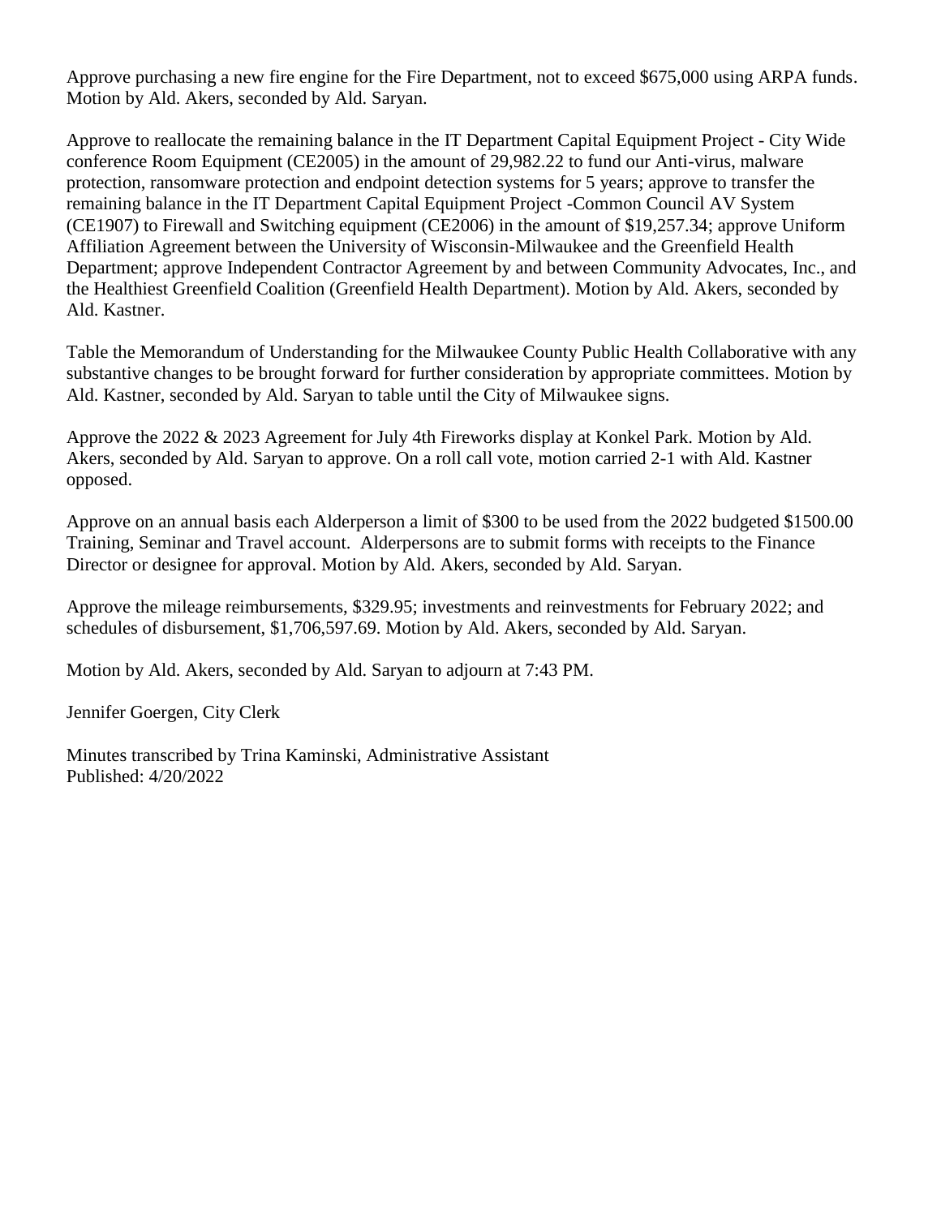Approve purchasing a new fire engine for the Fire Department, not to exceed $675,000 using ARPA funds. Motion by Ald. Akers, seconded by Ald. Saryan.

Approve to reallocate the remaining balance in the IT Department Capital Equipment Project - City Wide conference Room Equipment (CE2005) in the amount of 29,982.22 to fund our Anti-virus, malware protection, ransomware protection and endpoint detection systems for 5 years; approve to transfer the remaining balance in the IT Department Capital Equipment Project -Common Council AV System (CE1907) to Firewall and Switching equipment (CE2006) in the amount of $19,257.34; approve Uniform Affiliation Agreement between the University of Wisconsin-Milwaukee and the Greenfield Health Department; approve Independent Contractor Agreement by and between Community Advocates, Inc., and the Healthiest Greenfield Coalition (Greenfield Health Department). Motion by Ald. Akers, seconded by Ald. Kastner.

Table the Memorandum of Understanding for the Milwaukee County Public Health Collaborative with any substantive changes to be brought forward for further consideration by appropriate committees. Motion by Ald. Kastner, seconded by Ald. Saryan to table until the City of Milwaukee signs.

Approve the 2022 & 2023 Agreement for July 4th Fireworks display at Konkel Park. Motion by Ald. Akers, seconded by Ald. Saryan to approve. On a roll call vote, motion carried 2-1 with Ald. Kastner opposed.

Approve on an annual basis each Alderperson a limit of $300 to be used from the 2022 budgeted $1500.00 Training, Seminar and Travel account. Alderpersons are to submit forms with receipts to the Finance Director or designee for approval. Motion by Ald. Akers, seconded by Ald. Saryan.

Approve the mileage reimbursements, $329.95; investments and reinvestments for February 2022; and schedules of disbursement, $1,706,597.69. Motion by Ald. Akers, seconded by Ald. Saryan.

Motion by Ald. Akers, seconded by Ald. Saryan to adjourn at 7:43 PM.

Jennifer Goergen, City Clerk

Minutes transcribed by Trina Kaminski, Administrative Assistant
Published: 4/20/2022